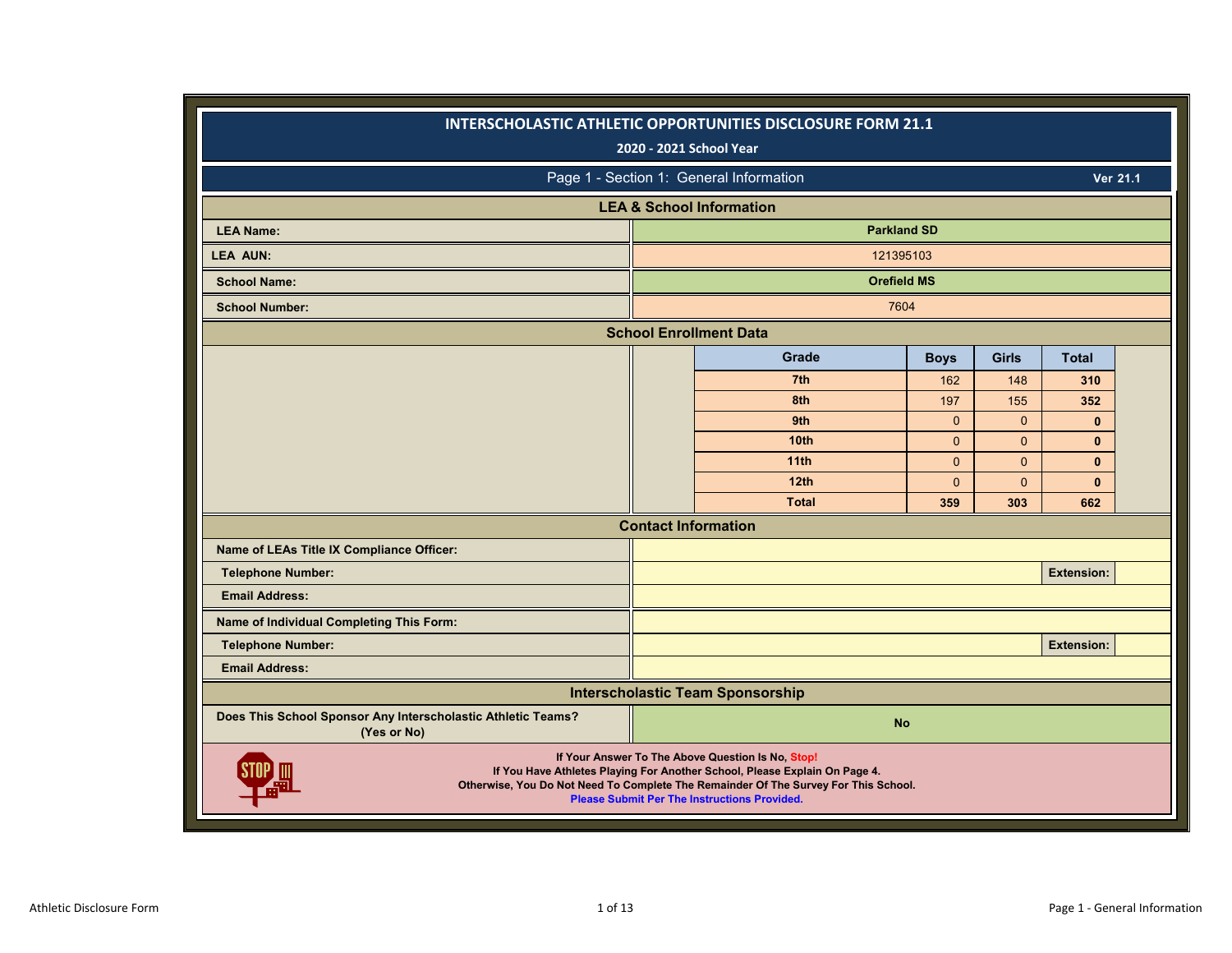# INTERSCHOLASTIC ATHLETIC OPPORTUNITIES DISCLOSURE FORM 21.1

**2020 - 2021 School Year**

## Page 1 - Section 1: General Information

**Ver 21.1**

### LEA & School Information

| | |
|---|---|
| **LEA Name:** | **Parkland SD** |
| **LEA AUN:** | 121395103 |
| **School Name:** | **Orefield MS** |
| **School Number:** | 7604 |

### School Enrollment Data

| Grade | Boys | Girls | Total |
|---|---|---|---|
| **7th** | 162 | 148 | **310** |
| **8th** | 197 | 155 | **352** |
| **9th** | 0 | 0 | **0** |
| **10th** | 0 | 0 | **0** |
| **11th** | 0 | 0 | **0** |
| **12th** | 0 | 0 | **0** |
| **Total** | **359** | **303** | **662** |

### Contact Information

| | | | |
|---|---|---|---|
| **Name of LEAs Title IX Compliance Officer:** | | | |
| **Telephone Number:** | | **Extension:** | |
| **Email Address:** | | | |
| **Name of Individual Completing This Form:** | | | |
| **Telephone Number:** | | **Extension:** | |
| **Email Address:** | | | |

### Interscholastic Team Sponsorship

| | |
|---|---|
| **Does This School Sponsor Any Interscholastic Athletic Teams? (Yes or No)** | **No** |

**If Your Answer To The Above Question Is No, Stop!**
**If You Have Athletes Playing For Another School, Please Explain On Page 4.**
**Otherwise, You Do Not Need To Complete The Remainder Of The Survey For This School.**
**Please Submit Per The Instructions Provided.**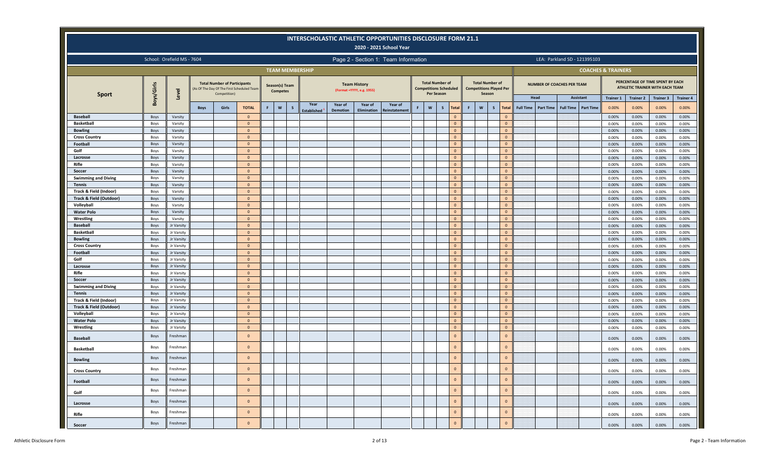# INTERSCHOLASTIC ATHLETIC OPPORTUNITIES DISCLOSURE FORM 21.1

**2020 - 2021 School Year**

School: Orefield MS - 7604

Page 2 - Section 1: Team Information

LEA: Parkland SD - 121395103

| Sport | Boys/Girls | Level | TEAM MEMBERSHIP | | | | | | | | | | | | | | | | | | | COACHES & TRAINERS | | | | | | | |
|---|---|---|---|---|---|---|---|---|---|---|---|---|---|---|---|---|---|---|---|---|---|---|---|---|---|---|---|---|---|
| | | | Total Number of Participants (As Of The Day Of The First Scheduled Team Competition) | | | Season(s) Team Competes | | | Team History (Format =YYYY, e.g. 1955) | | | | Total Number of Competitions Scheduled Per Season | | | | Total Number of Competitions Played Per Season | | | | NUMBER OF COACHES PER TEAM | | | | PERCENTAGE OF TIME SPENT BY EACH ATHLETIC TRAINER WITH EACH TEAM | | | |
| | | | | | | | | | | | | | | | | | | | | | Head | | Assistant | | Trainer 1 | Trainer 2 | Trainer 3 | Trainer 4 |
| | | | Boys | Girls | TOTAL | F | W | S | Year Established[1] | Year of Demotion | Year of Elimination | Year of Reinstatement | F | W | S | Total | F | W | S | Total | Full Time | Part Time | Full Time | Part Time | 0.00% | 0.00% | 0.00% | 0.00% |
| Baseball | Boys | Varsity | | | 0 | | | | | | | | | | | 0 | | | | 0 | | | | | 0.00% | 0.00% | 0.00% | 0.00% |
| Basketball | Boys | Varsity | | | 0 | | | | | | | | | | | 0 | | | | 0 | | | | | 0.00% | 0.00% | 0.00% | 0.00% |
| Bowling | Boys | Varsity | | | 0 | | | | | | | | | | | 0 | | | | 0 | | | | | 0.00% | 0.00% | 0.00% | 0.00% |
| Cross Country | Boys | Varsity | | | 0 | | | | | | | | | | | 0 | | | | 0 | | | | | 0.00% | 0.00% | 0.00% | 0.00% |
| Football | Boys | Varsity | | | 0 | | | | | | | | | | | 0 | | | | 0 | | | | | 0.00% | 0.00% | 0.00% | 0.00% |
| Golf | Boys | Varsity | | | 0 | | | | | | | | | | | 0 | | | | 0 | | | | | 0.00% | 0.00% | 0.00% | 0.00% |
| Lacrosse | Boys | Varsity | | | 0 | | | | | | | | | | | 0 | | | | 0 | | | | | 0.00% | 0.00% | 0.00% | 0.00% |
| Rifle | Boys | Varsity | | | 0 | | | | | | | | | | | 0 | | | | 0 | | | | | 0.00% | 0.00% | 0.00% | 0.00% |
| Soccer | Boys | Varsity | | | 0 | | | | | | | | | | | 0 | | | | 0 | | | | | 0.00% | 0.00% | 0.00% | 0.00% |
| Swimming and Diving | Boys | Varsity | | | 0 | | | | | | | | | | | 0 | | | | 0 | | | | | 0.00% | 0.00% | 0.00% | 0.00% |
| Tennis | Boys | Varsity | | | 0 | | | | | | | | | | | 0 | | | | 0 | | | | | 0.00% | 0.00% | 0.00% | 0.00% |
| Track & Field (Indoor) | Boys | Varsity | | | 0 | | | | | | | | | | | 0 | | | | 0 | | | | | 0.00% | 0.00% | 0.00% | 0.00% |
| Track & Field (Outdoor) | Boys | Varsity | | | 0 | | | | | | | | | | | 0 | | | | 0 | | | | | 0.00% | 0.00% | 0.00% | 0.00% |
| Volleyball | Boys | Varsity | | | 0 | | | | | | | | | | | 0 | | | | 0 | | | | | 0.00% | 0.00% | 0.00% | 0.00% |
| Water Polo | Boys | Varsity | | | 0 | | | | | | | | | | | 0 | | | | 0 | | | | | 0.00% | 0.00% | 0.00% | 0.00% |
| Wrestling | Boys | Varsity | | | 0 | | | | | | | | | | | 0 | | | | 0 | | | | | 0.00% | 0.00% | 0.00% | 0.00% |
| Baseball | Boys | Jr Varsity | | | 0 | | | | | | | | | | | 0 | | | | 0 | | | | | 0.00% | 0.00% | 0.00% | 0.00% |
| Basketball | Boys | Jr Varsity | | | 0 | | | | | | | | | | | 0 | | | | 0 | | | | | 0.00% | 0.00% | 0.00% | 0.00% |
| Bowling | Boys | Jr Varsity | | | 0 | | | | | | | | | | | 0 | | | | 0 | | | | | 0.00% | 0.00% | 0.00% | 0.00% |
| Cross Country | Boys | Jr Varsity | | | 0 | | | | | | | | | | | 0 | | | | 0 | | | | | 0.00% | 0.00% | 0.00% | 0.00% |
| Football | Boys | Jr Varsity | | | 0 | | | | | | | | | | | 0 | | | | 0 | | | | | 0.00% | 0.00% | 0.00% | 0.00% |
| Golf | Boys | Jr Varsity | | | 0 | | | | | | | | | | | 0 | | | | 0 | | | | | 0.00% | 0.00% | 0.00% | 0.00% |
| Lacrosse | Boys | Jr Varsity | | | 0 | | | | | | | | | | | 0 | | | | 0 | | | | | 0.00% | 0.00% | 0.00% | 0.00% |
| Rifle | Boys | Jr Varsity | | | 0 | | | | | | | | | | | 0 | | | | 0 | | | | | 0.00% | 0.00% | 0.00% | 0.00% |
| Soccer | Boys | Jr Varsity | | | 0 | | | | | | | | | | | 0 | | | | 0 | | | | | 0.00% | 0.00% | 0.00% | 0.00% |
| Swimming and Diving | Boys | Jr Varsity | | | 0 | | | | | | | | | | | 0 | | | | 0 | | | | | 0.00% | 0.00% | 0.00% | 0.00% |
| Tennis | Boys | Jr Varsity | | | 0 | | | | | | | | | | | 0 | | | | 0 | | | | | 0.00% | 0.00% | 0.00% | 0.00% |
| Track & Field (Indoor) | Boys | Jr Varsity | | | 0 | | | | | | | | | | | 0 | | | | 0 | | | | | 0.00% | 0.00% | 0.00% | 0.00% |
| Track & Field (Outdoor) | Boys | Jr Varsity | | | 0 | | | | | | | | | | | 0 | | | | 0 | | | | | 0.00% | 0.00% | 0.00% | 0.00% |
| Volleyball | Boys | Jr Varsity | | | 0 | | | | | | | | | | | 0 | | | | 0 | | | | | 0.00% | 0.00% | 0.00% | 0.00% |
| Water Polo | Boys | Jr Varsity | | | 0 | | | | | | | | | | | 0 | | | | 0 | | | | | 0.00% | 0.00% | 0.00% | 0.00% |
| Wrestling | Boys | Jr Varsity | | | 0 | | | | | | | | | | | 0 | | | | 0 | | | | | 0.00% | 0.00% | 0.00% | 0.00% |
| Baseball | Boys | Freshman | | | 0 | | | | | | | | | | | 0 | | | | 0 | | | | | 0.00% | 0.00% | 0.00% | 0.00% |
| Basketball | Boys | Freshman | | | 0 | | | | | | | | | | | 0 | | | | 0 | | | | | 0.00% | 0.00% | 0.00% | 0.00% |
| Bowling | Boys | Freshman | | | 0 | | | | | | | | | | | 0 | | | | 0 | | | | | 0.00% | 0.00% | 0.00% | 0.00% |
| Cross Country | Boys | Freshman | | | 0 | | | | | | | | | | | 0 | | | | 0 | | | | | 0.00% | 0.00% | 0.00% | 0.00% |
| Football | Boys | Freshman | | | 0 | | | | | | | | | | | 0 | | | | 0 | | | | | 0.00% | 0.00% | 0.00% | 0.00% |
| Golf | Boys | Freshman | | | 0 | | | | | | | | | | | 0 | | | | 0 | | | | | 0.00% | 0.00% | 0.00% | 0.00% |
| Lacrosse | Boys | Freshman | | | 0 | | | | | | | | | | | 0 | | | | 0 | | | | | 0.00% | 0.00% | 0.00% | 0.00% |
| Rifle | Boys | Freshman | | | 0 | | | | | | | | | | | 0 | | | | 0 | | | | | 0.00% | 0.00% | 0.00% | 0.00% |
| Soccer | Boys | Freshman | | | 0 | | | | | | | | | | | 0 | | | | 0 | | | | | 0.00% | 0.00% | 0.00% | 0.00% |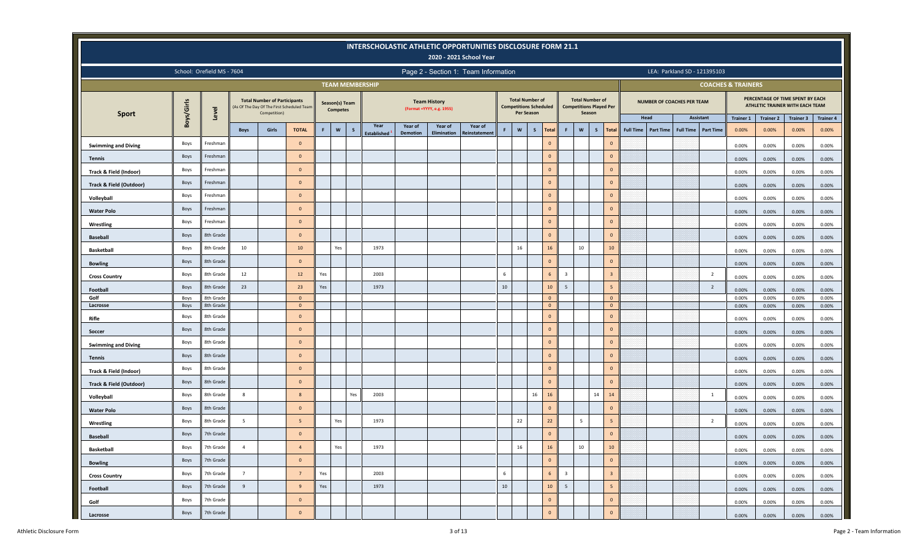# INTERSCHOLASTIC ATHLETIC OPPORTUNITIES DISCLOSURE FORM 21.1

## 2020 - 2021 School Year

School: Orefield MS - 7604

Page 2 - Section 1: Team Information

LEA: Parkland SD - 121395103

| Sport | Boys/Girls | Level | TEAM MEMBERSHIP: Total Number of Participants (As Of The Day Of The First Scheduled Team Competition) | | | Season(s) Team Competes | | | Team History (Format =YYYY, e.g. 1955) | | | | Total Number of Competitions Scheduled Per Season | | | | Total Number of Competitions Played Per Season | | | | COACHES & TRAINERS: Number of Coaches Per Team | | | | Percentage of Time Spent by Each Athletic Trainer with Each Team | | | |
|---|---|---|---|---|---|---|---|---|---|---|---|---|---|---|---|---|---|---|---|---|---|---|---|---|---|---|---|---|
| | | | | | | | | | | | | | | | | | | | | | Head | | Assistant | | Trainer 1 | Trainer 2 | Trainer 3 | Trainer 4 |
| | | | Boys | Girls | TOTAL | F | W | S | Year Established[1] | Year of Demotion | Year of Elimination | Year of Reinstatement | F | W | S | Total | F | W | S | Total | Full Time | Part Time | Full Time | Part Time | 0.00% | 0.00% | 0.00% | 0.00% |
| Swimming and Diving | Boys | Freshman | | | 0 | | | | | | | | | | | 0 | | | | 0 | | | | | 0.00% | 0.00% | 0.00% | 0.00% |
| Tennis | Boys | Freshman | | | 0 | | | | | | | | | | | 0 | | | | 0 | | | | | 0.00% | 0.00% | 0.00% | 0.00% |
| Track & Field (Indoor) | Boys | Freshman | | | 0 | | | | | | | | | | | 0 | | | | 0 | | | | | 0.00% | 0.00% | 0.00% | 0.00% |
| Track & Field (Outdoor) | Boys | Freshman | | | 0 | | | | | | | | | | | 0 | | | | 0 | | | | | 0.00% | 0.00% | 0.00% | 0.00% |
| Volleyball | Boys | Freshman | | | 0 | | | | | | | | | | | 0 | | | | 0 | | | | | 0.00% | 0.00% | 0.00% | 0.00% |
| Water Polo | Boys | Freshman | | | 0 | | | | | | | | | | | 0 | | | | 0 | | | | | 0.00% | 0.00% | 0.00% | 0.00% |
| Wrestling | Boys | Freshman | | | 0 | | | | | | | | | | | 0 | | | | 0 | | | | | 0.00% | 0.00% | 0.00% | 0.00% |
| Baseball | Boys | 8th Grade | | | 0 | | | | | | | | | | | 0 | | | | 0 | | | | | 0.00% | 0.00% | 0.00% | 0.00% |
| Basketball | Boys | 8th Grade | 10 | | 10 | | Yes | | 1973 | | | | | 16 | | 16 | | 10 | | 10 | | | | | 0.00% | 0.00% | 0.00% | 0.00% |
| Bowling | Boys | 8th Grade | | | 0 | | | | | | | | | | | 0 | | | | 0 | | | | | 0.00% | 0.00% | 0.00% | 0.00% |
| Cross Country | Boys | 8th Grade | 12 | | 12 | Yes | | | 2003 | | | | 6 | | | 6 | 3 | | | 3 | | | | 2 | 0.00% | 0.00% | 0.00% | 0.00% |
| Football | Boys | 8th Grade | 23 | | 23 | Yes | | | 1973 | | | | 10 | | | 10 | 5 | | | 5 | | | | 2 | 0.00% | 0.00% | 0.00% | 0.00% |
| Golf | Boys | 8th Grade | | | 0 | | | | | | | | | | | 0 | | | | 0 | | | | | 0.00% | 0.00% | 0.00% | 0.00% |
| Lacrosse | Boys | 8th Grade | | | 0 | | | | | | | | | | | 0 | | | | 0 | | | | | 0.00% | 0.00% | 0.00% | 0.00% |
| Rifle | Boys | 8th Grade | | | 0 | | | | | | | | | | | 0 | | | | 0 | | | | | 0.00% | 0.00% | 0.00% | 0.00% |
| Soccer | Boys | 8th Grade | | | 0 | | | | | | | | | | | 0 | | | | 0 | | | | | 0.00% | 0.00% | 0.00% | 0.00% |
| Swimming and Diving | Boys | 8th Grade | | | 0 | | | | | | | | | | | 0 | | | | 0 | | | | | 0.00% | 0.00% | 0.00% | 0.00% |
| Tennis | Boys | 8th Grade | | | 0 | | | | | | | | | | | 0 | | | | 0 | | | | | 0.00% | 0.00% | 0.00% | 0.00% |
| Track & Field (Indoor) | Boys | 8th Grade | | | 0 | | | | | | | | | | | 0 | | | | 0 | | | | | 0.00% | 0.00% | 0.00% | 0.00% |
| Track & Field (Outdoor) | Boys | 8th Grade | | | 0 | | | | | | | | | | | 0 | | | | 0 | | | | | 0.00% | 0.00% | 0.00% | 0.00% |
| Volleyball | Boys | 8th Grade | 8 | | 8 | | | Yes | 2003 | | | | | | 16 | 16 | | | 14 | 14 | | | | 1 | 0.00% | 0.00% | 0.00% | 0.00% |
| Water Polo | Boys | 8th Grade | | | 0 | | | | | | | | | | | 0 | | | | 0 | | | | | 0.00% | 0.00% | 0.00% | 0.00% |
| Wrestling | Boys | 8th Grade | 5 | | 5 | | Yes | | 1973 | | | | | 22 | | 22 | | 5 | | 5 | | | | 2 | 0.00% | 0.00% | 0.00% | 0.00% |
| Baseball | Boys | 7th Grade | | | 0 | | | | | | | | | | | 0 | | | | 0 | | | | | 0.00% | 0.00% | 0.00% | 0.00% |
| Basketball | Boys | 7th Grade | 4 | | 4 | | Yes | | 1973 | | | | | 16 | | 16 | | 10 | | 10 | | | | | 0.00% | 0.00% | 0.00% | 0.00% |
| Bowling | Boys | 7th Grade | | | 0 | | | | | | | | | | | 0 | | | | 0 | | | | | 0.00% | 0.00% | 0.00% | 0.00% |
| Cross Country | Boys | 7th Grade | 7 | | 7 | Yes | | | 2003 | | | | 6 | | | 6 | 3 | | | 3 | | | | | 0.00% | 0.00% | 0.00% | 0.00% |
| Football | Boys | 7th Grade | 9 | | 9 | Yes | | | 1973 | | | | 10 | | | 10 | 5 | | | 5 | | | | | 0.00% | 0.00% | 0.00% | 0.00% |
| Golf | Boys | 7th Grade | | | 0 | | | | | | | | | | | 0 | | | | 0 | | | | | 0.00% | 0.00% | 0.00% | 0.00% |
| Lacrosse | Boys | 7th Grade | | | 0 | | | | | | | | | | | 0 | | | | 0 | | | | | 0.00% | 0.00% | 0.00% | 0.00% |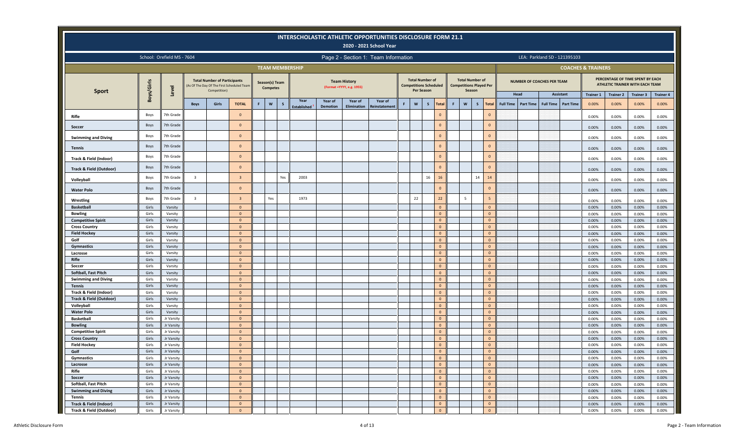# INTERSCHOLASTIC ATHLETIC OPPORTUNITIES DISCLOSURE FORM 21.1

## 2020 - 2021 School Year

School: Orefield MS - 7604

Page 2 - Section 1: Team Information

LEA: Parkland SD - 121395103

| Sport | Boys/Girls | Level | Total Number of Participants (As Of The Day Of The First Scheduled Team Competition) | | | Season(s) Team Competes | | | Team History (Format =YYYY, e.g. 1955) | | | | Total Number of Competitions Scheduled Per Season | | | | Total Number of Competitions Played Per Season | | | | Number of Coaches Per Team | | | | Percentage of Time Spent by Each Athletic Trainer with Each Team | | | |
|---|---|---|---|---|---|---|---|---|---|---|---|---|---|---|---|---|---|---|---|---|---|---|---|---|---|---|---|---|
| | | | | | | | | | | | | | | | | | | | | | Head | | Assistant | | Trainer 1 | Trainer 2 | Trainer 3 | Trainer 4 |
| | | | Boys | Girls | TOTAL | F | W | S | Year Established | Year of Demotion | Year of Elimination | Year of Reinstatement | F | W | S | Total | F | W | S | Total | Full Time | Part Time | Full Time | Part Time | 0.00% | 0.00% | 0.00% | 0.00% |
| Rifle | Boys | 7th Grade | | | 0 | | | | | | | | | | | 0 | | | | 0 | | | | | 0.00% | 0.00% | 0.00% | 0.00% |
| Soccer | Boys | 7th Grade | | | 0 | | | | | | | | | | | 0 | | | | 0 | | | | | 0.00% | 0.00% | 0.00% | 0.00% |
| Swimming and Diving | Boys | 7th Grade | | | 0 | | | | | | | | | | | 0 | | | | 0 | | | | | 0.00% | 0.00% | 0.00% | 0.00% |
| Tennis | Boys | 7th Grade | | | 0 | | | | | | | | | | | 0 | | | | 0 | | | | | 0.00% | 0.00% | 0.00% | 0.00% |
| Track & Field (Indoor) | Boys | 7th Grade | | | 0 | | | | | | | | | | | 0 | | | | 0 | | | | | 0.00% | 0.00% | 0.00% | 0.00% |
| Track & Field (Outdoor) | Boys | 7th Grade | | | 0 | | | | | | | | | | | 0 | | | | 0 | | | | | 0.00% | 0.00% | 0.00% | 0.00% |
| Volleyball | Boys | 7th Grade | 3 | | 3 | | | Yes | 2003 | | | | | | 16 | 16 | | | 14 | 14 | | | | | 0.00% | 0.00% | 0.00% | 0.00% |
| Water Polo | Boys | 7th Grade | | | 0 | | | | | | | | | | | 0 | | | | 0 | | | | | 0.00% | 0.00% | 0.00% | 0.00% |
| Wrestling | Boys | 7th Grade | 3 | | 3 | | Yes | | 1973 | | | | | 22 | | 22 | | 5 | | 5 | | | | | 0.00% | 0.00% | 0.00% | 0.00% |
| Basketball | Girls | Varsity | | | 0 | | | | | | | | | | | 0 | | | | 0 | | | | | 0.00% | 0.00% | 0.00% | 0.00% |
| Bowling | Girls | Varsity | | | 0 | | | | | | | | | | | 0 | | | | 0 | | | | | 0.00% | 0.00% | 0.00% | 0.00% |
| Competitive Spirit | Girls | Varsity | | | 0 | | | | | | | | | | | 0 | | | | 0 | | | | | 0.00% | 0.00% | 0.00% | 0.00% |
| Cross Country | Girls | Varsity | | | 0 | | | | | | | | | | | 0 | | | | 0 | | | | | 0.00% | 0.00% | 0.00% | 0.00% |
| Field Hockey | Girls | Varsity | | | 0 | | | | | | | | | | | 0 | | | | 0 | | | | | 0.00% | 0.00% | 0.00% | 0.00% |
| Golf | Girls | Varsity | | | 0 | | | | | | | | | | | 0 | | | | 0 | | | | | 0.00% | 0.00% | 0.00% | 0.00% |
| Gymnastics | Girls | Varsity | | | 0 | | | | | | | | | | | 0 | | | | 0 | | | | | 0.00% | 0.00% | 0.00% | 0.00% |
| Lacrosse | Girls | Varsity | | | 0 | | | | | | | | | | | 0 | | | | 0 | | | | | 0.00% | 0.00% | 0.00% | 0.00% |
| Rifle | Girls | Varsity | | | 0 | | | | | | | | | | | 0 | | | | 0 | | | | | 0.00% | 0.00% | 0.00% | 0.00% |
| Soccer | Girls | Varsity | | | 0 | | | | | | | | | | | 0 | | | | 0 | | | | | 0.00% | 0.00% | 0.00% | 0.00% |
| Softball, Fast Pitch | Girls | Varsity | | | 0 | | | | | | | | | | | 0 | | | | 0 | | | | | 0.00% | 0.00% | 0.00% | 0.00% |
| Swimming and Diving | Girls | Varsity | | | 0 | | | | | | | | | | | 0 | | | | 0 | | | | | 0.00% | 0.00% | 0.00% | 0.00% |
| Tennis | Girls | Varsity | | | 0 | | | | | | | | | | | 0 | | | | 0 | | | | | 0.00% | 0.00% | 0.00% | 0.00% |
| Track & Field (Indoor) | Girls | Varsity | | | 0 | | | | | | | | | | | 0 | | | | 0 | | | | | 0.00% | 0.00% | 0.00% | 0.00% |
| Track & Field (Outdoor) | Girls | Varsity | | | 0 | | | | | | | | | | | 0 | | | | 0 | | | | | 0.00% | 0.00% | 0.00% | 0.00% |
| Volleyball | Girls | Varsity | | | 0 | | | | | | | | | | | 0 | | | | 0 | | | | | 0.00% | 0.00% | 0.00% | 0.00% |
| Water Polo | Girls | Varsity | | | 0 | | | | | | | | | | | 0 | | | | 0 | | | | | 0.00% | 0.00% | 0.00% | 0.00% |
| Basketball | Girls | Jr Varsity | | | 0 | | | | | | | | | | | 0 | | | | 0 | | | | | 0.00% | 0.00% | 0.00% | 0.00% |
| Bowling | Girls | Jr Varsity | | | 0 | | | | | | | | | | | 0 | | | | 0 | | | | | 0.00% | 0.00% | 0.00% | 0.00% |
| Competitive Spirit | Girls | Jr Varsity | | | 0 | | | | | | | | | | | 0 | | | | 0 | | | | | 0.00% | 0.00% | 0.00% | 0.00% |
| Cross Country | Girls | Jr Varsity | | | 0 | | | | | | | | | | | 0 | | | | 0 | | | | | 0.00% | 0.00% | 0.00% | 0.00% |
| Field Hockey | Girls | Jr Varsity | | | 0 | | | | | | | | | | | 0 | | | | 0 | | | | | 0.00% | 0.00% | 0.00% | 0.00% |
| Golf | Girls | Jr Varsity | | | 0 | | | | | | | | | | | 0 | | | | 0 | | | | | 0.00% | 0.00% | 0.00% | 0.00% |
| Gymnastics | Girls | Jr Varsity | | | 0 | | | | | | | | | | | 0 | | | | 0 | | | | | 0.00% | 0.00% | 0.00% | 0.00% |
| Lacrosse | Girls | Jr Varsity | | | 0 | | | | | | | | | | | 0 | | | | 0 | | | | | 0.00% | 0.00% | 0.00% | 0.00% |
| Rifle | Girls | Jr Varsity | | | 0 | | | | | | | | | | | 0 | | | | 0 | | | | | 0.00% | 0.00% | 0.00% | 0.00% |
| Soccer | Girls | Jr Varsity | | | 0 | | | | | | | | | | | 0 | | | | 0 | | | | | 0.00% | 0.00% | 0.00% | 0.00% |
| Softball, Fast Pitch | Girls | Jr Varsity | | | 0 | | | | | | | | | | | 0 | | | | 0 | | | | | 0.00% | 0.00% | 0.00% | 0.00% |
| Swimming and Diving | Girls | Jr Varsity | | | 0 | | | | | | | | | | | 0 | | | | 0 | | | | | 0.00% | 0.00% | 0.00% | 0.00% |
| Tennis | Girls | Jr Varsity | | | 0 | | | | | | | | | | | 0 | | | | 0 | | | | | 0.00% | 0.00% | 0.00% | 0.00% |
| Track & Field (Indoor) | Girls | Jr Varsity | | | 0 | | | | | | | | | | | 0 | | | | 0 | | | | | 0.00% | 0.00% | 0.00% | 0.00% |
| Track & Field (Outdoor) | Girls | Jr Varsity | | | 0 | | | | | | | | | | | 0 | | | | 0 | | | | | 0.00% | 0.00% | 0.00% | 0.00% |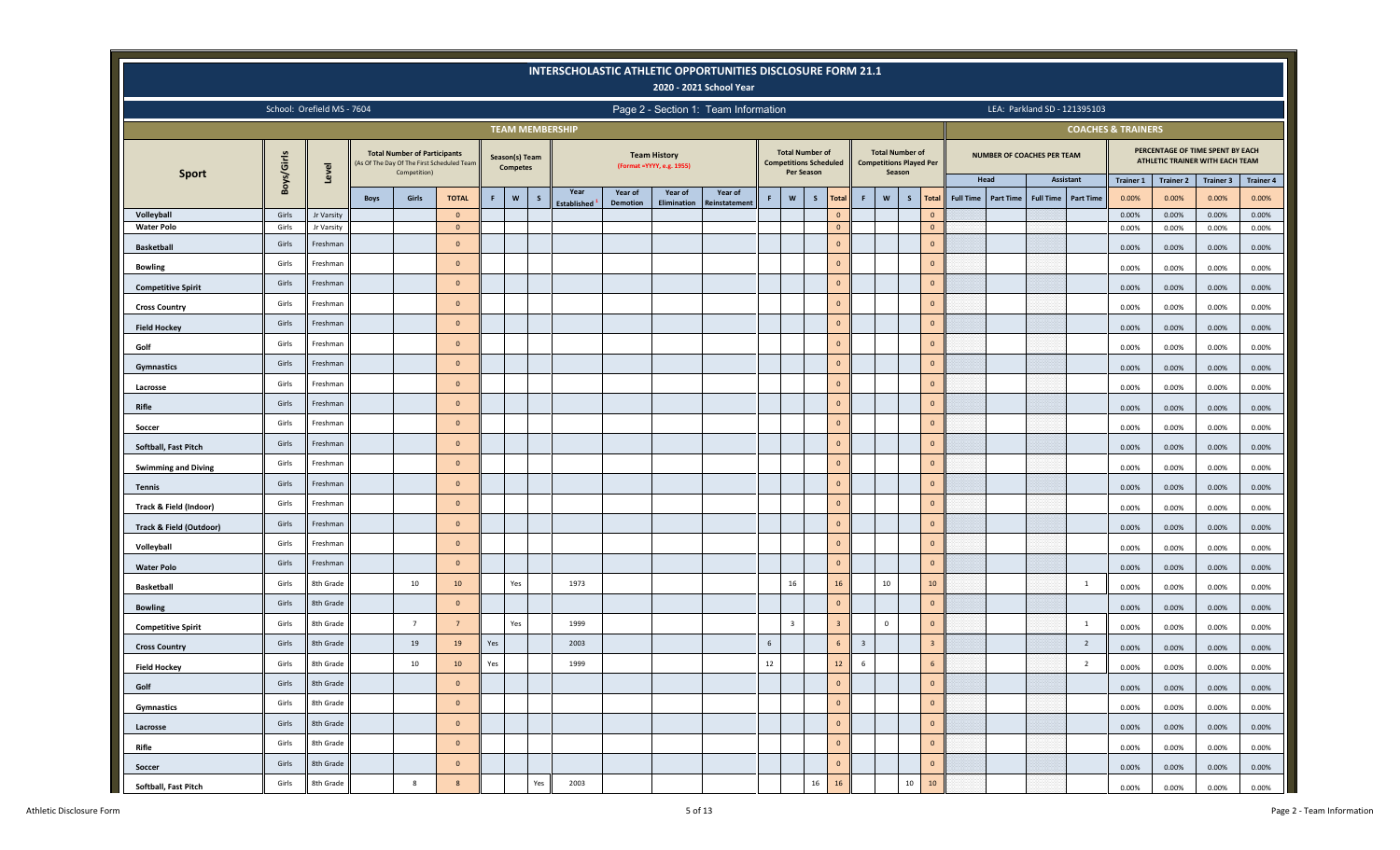# INTERSCHOLASTIC ATHLETIC OPPORTUNITIES DISCLOSURE FORM 21.1

## 2020 - 2021 School Year

School: Orefield MS - 7604

Page 2 - Section 1: Team Information

LEA: Parkland SD - 121395103

| TEAM MEMBERSHIP | | | | | | | | | | | | | | | | | | | | | | | COACHES & TRAINERS | | | | | | | |
|---|---|---|---|---|---|---|---|---|---|---|---|---|---|---|---|---|---|---|---|---|---|---|---|---|---|---|---|---|---|---|
| Sport | Boys/Girls | Level | Total Number of Participants (As Of The Day Of The First Scheduled Team Competition) | | | Season(s) Team Competes | | | Team History (Format =YYYY, e.g. 1955) | | | | Total Number of Competitions Scheduled Per Season | | | | Total Number of Competitions Played Per Season | | | | NUMBER OF COACHES PER TEAM | | | | PERCENTAGE OF TIME SPENT BY EACH ATHLETIC TRAINER WITH EACH TEAM | | | |
| | | | | | | | | | | | | | | | | | | | | | Head | | Assistant | | Trainer 1 | Trainer 2 | Trainer 3 | Trainer 4 |
| | | | Boys | Girls | TOTAL | F | W | S | Year Established[1] | Year of Demotion | Year of Elimination | Year of Reinstatement | F | W | S | Total | F | W | S | Total | Full Time | Part Time | Full Time | Part Time | 0.00% | 0.00% | 0.00% | 0.00% |
| Volleyball | Girls | Jr Varsity | | | 0 | | | | | | | | | | | 0 | | | | 0 | | | | | 0.00% | 0.00% | 0.00% | 0.00% |
| Water Polo | Girls | Jr Varsity | | | 0 | | | | | | | | | | | 0 | | | | 0 | | | | | 0.00% | 0.00% | 0.00% | 0.00% |
| Basketball | Girls | Freshman | | | 0 | | | | | | | | | | | 0 | | | | 0 | | | | | 0.00% | 0.00% | 0.00% | 0.00% |
| Bowling | Girls | Freshman | | | 0 | | | | | | | | | | | 0 | | | | 0 | | | | | 0.00% | 0.00% | 0.00% | 0.00% |
| Competitive Spirit | Girls | Freshman | | | 0 | | | | | | | | | | | 0 | | | | 0 | | | | | 0.00% | 0.00% | 0.00% | 0.00% |
| Cross Country | Girls | Freshman | | | 0 | | | | | | | | | | | 0 | | | | 0 | | | | | 0.00% | 0.00% | 0.00% | 0.00% |
| Field Hockey | Girls | Freshman | | | 0 | | | | | | | | | | | 0 | | | | 0 | | | | | 0.00% | 0.00% | 0.00% | 0.00% |
| Golf | Girls | Freshman | | | 0 | | | | | | | | | | | 0 | | | | 0 | | | | | 0.00% | 0.00% | 0.00% | 0.00% |
| Gymnastics | Girls | Freshman | | | 0 | | | | | | | | | | | 0 | | | | 0 | | | | | 0.00% | 0.00% | 0.00% | 0.00% |
| Lacrosse | Girls | Freshman | | | 0 | | | | | | | | | | | 0 | | | | 0 | | | | | 0.00% | 0.00% | 0.00% | 0.00% |
| Rifle | Girls | Freshman | | | 0 | | | | | | | | | | | 0 | | | | 0 | | | | | 0.00% | 0.00% | 0.00% | 0.00% |
| Soccer | Girls | Freshman | | | 0 | | | | | | | | | | | 0 | | | | 0 | | | | | 0.00% | 0.00% | 0.00% | 0.00% |
| Softball, Fast Pitch | Girls | Freshman | | | 0 | | | | | | | | | | | 0 | | | | 0 | | | | | 0.00% | 0.00% | 0.00% | 0.00% |
| Swimming and Diving | Girls | Freshman | | | 0 | | | | | | | | | | | 0 | | | | 0 | | | | | 0.00% | 0.00% | 0.00% | 0.00% |
| Tennis | Girls | Freshman | | | 0 | | | | | | | | | | | 0 | | | | 0 | | | | | 0.00% | 0.00% | 0.00% | 0.00% |
| Track & Field (Indoor) | Girls | Freshman | | | 0 | | | | | | | | | | | 0 | | | | 0 | | | | | 0.00% | 0.00% | 0.00% | 0.00% |
| Track & Field (Outdoor) | Girls | Freshman | | | 0 | | | | | | | | | | | 0 | | | | 0 | | | | | 0.00% | 0.00% | 0.00% | 0.00% |
| Volleyball | Girls | Freshman | | | 0 | | | | | | | | | | | 0 | | | | 0 | | | | | 0.00% | 0.00% | 0.00% | 0.00% |
| Water Polo | Girls | Freshman | | | 0 | | | | | | | | | | | 0 | | | | 0 | | | | | 0.00% | 0.00% | 0.00% | 0.00% |
| Basketball | Girls | 8th Grade | | 10 | 10 | | Yes | | 1973 | | | | | 16 | | 16 | | 10 | | 10 | | | | 1 | 0.00% | 0.00% | 0.00% | 0.00% |
| Bowling | Girls | 8th Grade | | | 0 | | | | | | | | | | | 0 | | | | 0 | | | | | 0.00% | 0.00% | 0.00% | 0.00% |
| Competitive Spirit | Girls | 8th Grade | | 7 | 7 | | Yes | | 1999 | | | | | 3 | | 3 | | 0 | | 0 | | | | 1 | 0.00% | 0.00% | 0.00% | 0.00% |
| Cross Country | Girls | 8th Grade | | 19 | 19 | Yes | | | 2003 | | | | 6 | | | 6 | 3 | | | 3 | | | | 2 | 0.00% | 0.00% | 0.00% | 0.00% |
| Field Hockey | Girls | 8th Grade | | 10 | 10 | Yes | | | 1999 | | | | 12 | | | 12 | 6 | | | 6 | | | | 2 | 0.00% | 0.00% | 0.00% | 0.00% |
| Golf | Girls | 8th Grade | | | 0 | | | | | | | | | | | 0 | | | | 0 | | | | | 0.00% | 0.00% | 0.00% | 0.00% |
| Gymnastics | Girls | 8th Grade | | | 0 | | | | | | | | | | | 0 | | | | 0 | | | | | 0.00% | 0.00% | 0.00% | 0.00% |
| Lacrosse | Girls | 8th Grade | | | 0 | | | | | | | | | | | 0 | | | | 0 | | | | | 0.00% | 0.00% | 0.00% | 0.00% |
| Rifle | Girls | 8th Grade | | | 0 | | | | | | | | | | | 0 | | | | 0 | | | | | 0.00% | 0.00% | 0.00% | 0.00% |
| Soccer | Girls | 8th Grade | | | 0 | | | | | | | | | | | 0 | | | | 0 | | | | | 0.00% | 0.00% | 0.00% | 0.00% |
| Softball, Fast Pitch | Girls | 8th Grade | | 8 | 8 | | | Yes | 2003 | | | | | | 16 | 16 | | | 10 | 10 | | | | | 0.00% | 0.00% | 0.00% | 0.00% |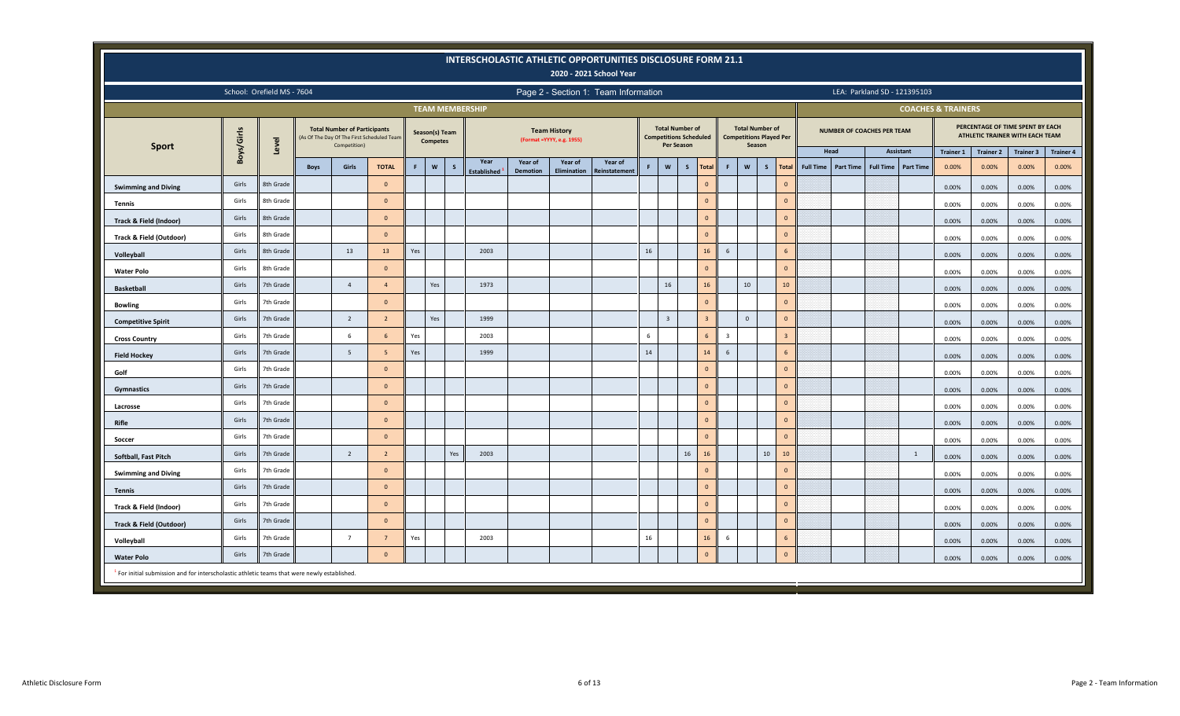# INTERSCHOLASTIC ATHLETIC OPPORTUNITIES DISCLOSURE FORM 21.1

2020 - 2021 School Year

School: Orefield MS - 7604

Page 2 - Section 1: Team Information

LEA: Parkland SD - 121395103

| Sport | Boys/Girls | Level | Total Number of Participants (As Of The Day Of The First Scheduled Team Competition) | | | Season(s) Team Competes | | | Team History (Format =YYYY, e.g. 1955) | | | | Total Number of Competitions Scheduled Per Season | | | | Total Number of Competitions Played Per Season | | | | NUMBER OF COACHES PER TEAM | | | | PERCENTAGE OF TIME SPENT BY EACH ATHLETIC TRAINER WITH EACH TEAM | | | |
|---|---|---|---|---|---|---|---|---|---|---|---|---|---|---|---|---|---|---|---|---|---|---|---|---|---|---|---|---|
| | | | | | | | | | | | | | | | | | | | | | Head | | Assistant | | Trainer 1 | Trainer 2 | Trainer 3 | Trainer 4 |
| | | | Boys | Girls | TOTAL | F | W | S | Year Established[1] | Year of Demotion | Year of Elimination | Year of Reinstatement | F | W | S | Total | F | W | S | Total | Full Time | Part Time | Full Time | Part Time | 0.00% | 0.00% | 0.00% | 0.00% |
| Swimming and Diving | Girls | 8th Grade | | | 0 | | | | | | | | | | | 0 | | | | 0 | | | | | 0.00% | 0.00% | 0.00% | 0.00% |
| Tennis | Girls | 8th Grade | | | 0 | | | | | | | | | | | 0 | | | | 0 | | | | | 0.00% | 0.00% | 0.00% | 0.00% |
| Track & Field (Indoor) | Girls | 8th Grade | | | 0 | | | | | | | | | | | 0 | | | | 0 | | | | | 0.00% | 0.00% | 0.00% | 0.00% |
| Track & Field (Outdoor) | Girls | 8th Grade | | | 0 | | | | | | | | | | | 0 | | | | 0 | | | | | 0.00% | 0.00% | 0.00% | 0.00% |
| Volleyball | Girls | 8th Grade | | 13 | 13 | Yes | | | 2003 | | | | 16 | | | 16 | 6 | | | 6 | | | | | 0.00% | 0.00% | 0.00% | 0.00% |
| Water Polo | Girls | 8th Grade | | | 0 | | | | | | | | | | | 0 | | | | 0 | | | | | 0.00% | 0.00% | 0.00% | 0.00% |
| Basketball | Girls | 7th Grade | | 4 | 4 | | Yes | | 1973 | | | | | 16 | | 16 | | 10 | | 10 | | | | | 0.00% | 0.00% | 0.00% | 0.00% |
| Bowling | Girls | 7th Grade | | | 0 | | | | | | | | | | | 0 | | | | 0 | | | | | 0.00% | 0.00% | 0.00% | 0.00% |
| Competitive Spirit | Girls | 7th Grade | | 2 | 2 | | Yes | | 1999 | | | | | 3 | | 3 | | 0 | | 0 | | | | | 0.00% | 0.00% | 0.00% | 0.00% |
| Cross Country | Girls | 7th Grade | | 6 | 6 | Yes | | | 2003 | | | | 6 | | | 6 | 3 | | | 3 | | | | | 0.00% | 0.00% | 0.00% | 0.00% |
| Field Hockey | Girls | 7th Grade | | 5 | 5 | Yes | | | 1999 | | | | 14 | | | 14 | 6 | | | 6 | | | | | 0.00% | 0.00% | 0.00% | 0.00% |
| Golf | Girls | 7th Grade | | | 0 | | | | | | | | | | | 0 | | | | 0 | | | | | 0.00% | 0.00% | 0.00% | 0.00% |
| Gymnastics | Girls | 7th Grade | | | 0 | | | | | | | | | | | 0 | | | | 0 | | | | | 0.00% | 0.00% | 0.00% | 0.00% |
| Lacrosse | Girls | 7th Grade | | | 0 | | | | | | | | | | | 0 | | | | 0 | | | | | 0.00% | 0.00% | 0.00% | 0.00% |
| Rifle | Girls | 7th Grade | | | 0 | | | | | | | | | | | 0 | | | | 0 | | | | | 0.00% | 0.00% | 0.00% | 0.00% |
| Soccer | Girls | 7th Grade | | | 0 | | | | | | | | | | | 0 | | | | 0 | | | | | 0.00% | 0.00% | 0.00% | 0.00% |
| Softball, Fast Pitch | Girls | 7th Grade | | 2 | 2 | | | Yes | 2003 | | | | | | 16 | 16 | | | 10 | 10 | | | | 1 | 0.00% | 0.00% | 0.00% | 0.00% |
| Swimming and Diving | Girls | 7th Grade | | | 0 | | | | | | | | | | | 0 | | | | 0 | | | | | 0.00% | 0.00% | 0.00% | 0.00% |
| Tennis | Girls | 7th Grade | | | 0 | | | | | | | | | | | 0 | | | | 0 | | | | | 0.00% | 0.00% | 0.00% | 0.00% |
| Track & Field (Indoor) | Girls | 7th Grade | | | 0 | | | | | | | | | | | 0 | | | | 0 | | | | | 0.00% | 0.00% | 0.00% | 0.00% |
| Track & Field (Outdoor) | Girls | 7th Grade | | | 0 | | | | | | | | | | | 0 | | | | 0 | | | | | 0.00% | 0.00% | 0.00% | 0.00% |
| Volleyball | Girls | 7th Grade | | 7 | 7 | Yes | | | 2003 | | | | 16 | | | 16 | 6 | | | 6 | | | | | 0.00% | 0.00% | 0.00% | 0.00% |
| Water Polo | Girls | 7th Grade | | | 0 | | | | | | | | | | | 0 | | | | 0 | | | | | 0.00% | 0.00% | 0.00% | 0.00% |

[1] For initial submission and for interscholastic athletic teams that were newly established.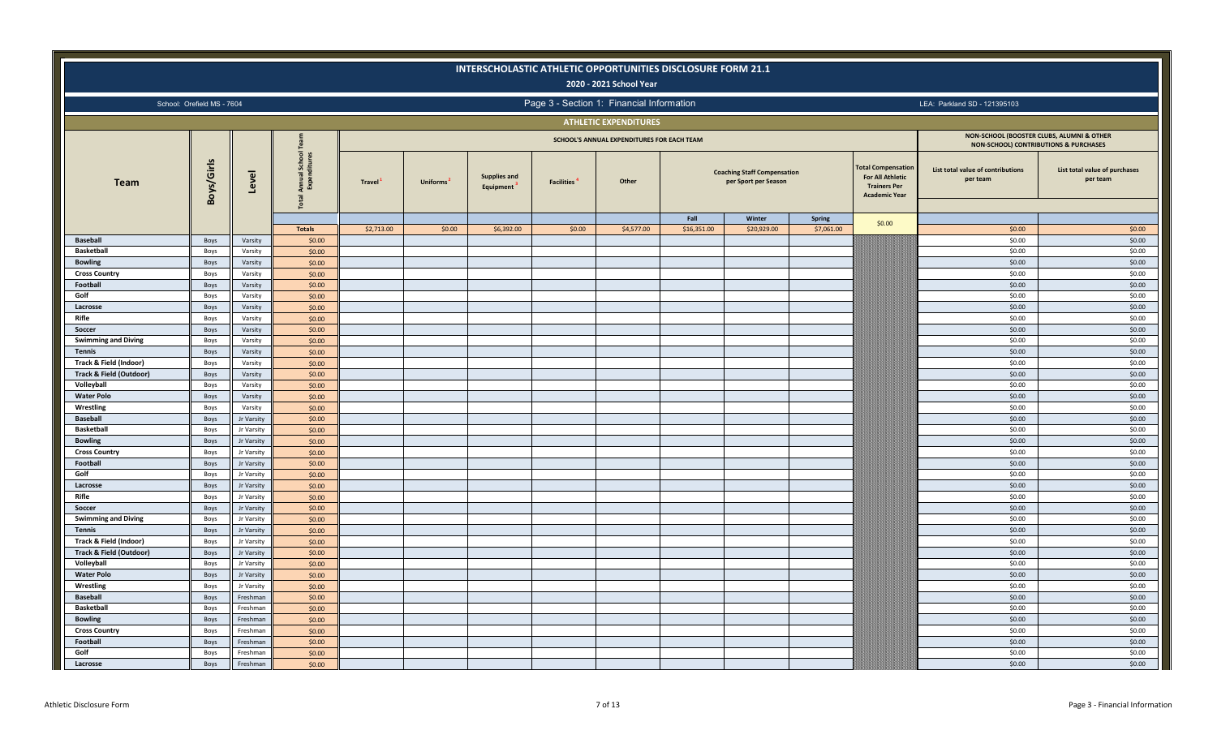# INTERSCHOLASTIC ATHLETIC OPPORTUNITIES DISCLOSURE FORM 21.1

## 2020 - 2021 School Year

School: Orefield MS - 7604

## Page 3 - Section 1: Financial Information

LEA: Parkland SD - 121395103

### ATHLETIC EXPENDITURES

| Team | Boys/Girls | Level | Total Annual School Team Expenditures | SCHOOL'S ANNUAL EXPENDITURES FOR EACH TEAM | | | | | | | | | NON-SCHOOL (BOOSTER CLUBS, ALUMNI & OTHER NON-SCHOOL) CONTRIBUTIONS & PURCHASES | |
|---|---|---|---|---|---|---|---|---|---|---|---|---|---|---|
| | | | | Travel [1] | Uniforms [2] | Supplies and Equipment [3] | Facilities [4] | Other | Coaching Staff Compensation per Sport per Season | | | Total Compensation For All Athletic Trainers Per Academic Year | List total value of contributions per team | List total value of purchases per team |
| | | | | | | | | | Fall | Winter | Spring | | | |
| | | | Totals | $2,713.00 | $0.00 | $6,392.00 | $0.00 | $4,577.00 | $16,351.00 | $20,929.00 | $7,061.00 | $0.00 | $0.00 | $0.00 |
| Baseball | Boys | Varsity | $0.00 | | | | | | | | | | $0.00 | $0.00 |
| Basketball | Boys | Varsity | $0.00 | | | | | | | | | | $0.00 | $0.00 |
| Bowling | Boys | Varsity | $0.00 | | | | | | | | | | $0.00 | $0.00 |
| Cross Country | Boys | Varsity | $0.00 | | | | | | | | | | $0.00 | $0.00 |
| Football | Boys | Varsity | $0.00 | | | | | | | | | | $0.00 | $0.00 |
| Golf | Boys | Varsity | $0.00 | | | | | | | | | | $0.00 | $0.00 |
| Lacrosse | Boys | Varsity | $0.00 | | | | | | | | | | $0.00 | $0.00 |
| Rifle | Boys | Varsity | $0.00 | | | | | | | | | | $0.00 | $0.00 |
| Soccer | Boys | Varsity | $0.00 | | | | | | | | | | $0.00 | $0.00 |
| Swimming and Diving | Boys | Varsity | $0.00 | | | | | | | | | | $0.00 | $0.00 |
| Tennis | Boys | Varsity | $0.00 | | | | | | | | | | $0.00 | $0.00 |
| Track & Field (Indoor) | Boys | Varsity | $0.00 | | | | | | | | | | $0.00 | $0.00 |
| Track & Field (Outdoor) | Boys | Varsity | $0.00 | | | | | | | | | | $0.00 | $0.00 |
| Volleyball | Boys | Varsity | $0.00 | | | | | | | | | | $0.00 | $0.00 |
| Water Polo | Boys | Varsity | $0.00 | | | | | | | | | | $0.00 | $0.00 |
| Wrestling | Boys | Varsity | $0.00 | | | | | | | | | | $0.00 | $0.00 |
| Baseball | Boys | Jr Varsity | $0.00 | | | | | | | | | | $0.00 | $0.00 |
| Basketball | Boys | Jr Varsity | $0.00 | | | | | | | | | | $0.00 | $0.00 |
| Bowling | Boys | Jr Varsity | $0.00 | | | | | | | | | | $0.00 | $0.00 |
| Cross Country | Boys | Jr Varsity | $0.00 | | | | | | | | | | $0.00 | $0.00 |
| Football | Boys | Jr Varsity | $0.00 | | | | | | | | | | $0.00 | $0.00 |
| Golf | Boys | Jr Varsity | $0.00 | | | | | | | | | | $0.00 | $0.00 |
| Lacrosse | Boys | Jr Varsity | $0.00 | | | | | | | | | | $0.00 | $0.00 |
| Rifle | Boys | Jr Varsity | $0.00 | | | | | | | | | | $0.00 | $0.00 |
| Soccer | Boys | Jr Varsity | $0.00 | | | | | | | | | | $0.00 | $0.00 |
| Swimming and Diving | Boys | Jr Varsity | $0.00 | | | | | | | | | | $0.00 | $0.00 |
| Tennis | Boys | Jr Varsity | $0.00 | | | | | | | | | | $0.00 | $0.00 |
| Track & Field (Indoor) | Boys | Jr Varsity | $0.00 | | | | | | | | | | $0.00 | $0.00 |
| Track & Field (Outdoor) | Boys | Jr Varsity | $0.00 | | | | | | | | | | $0.00 | $0.00 |
| Volleyball | Boys | Jr Varsity | $0.00 | | | | | | | | | | $0.00 | $0.00 |
| Water Polo | Boys | Jr Varsity | $0.00 | | | | | | | | | | $0.00 | $0.00 |
| Wrestling | Boys | Jr Varsity | $0.00 | | | | | | | | | | $0.00 | $0.00 |
| Baseball | Boys | Freshman | $0.00 | | | | | | | | | | $0.00 | $0.00 |
| Basketball | Boys | Freshman | $0.00 | | | | | | | | | | $0.00 | $0.00 |
| Bowling | Boys | Freshman | $0.00 | | | | | | | | | | $0.00 | $0.00 |
| Cross Country | Boys | Freshman | $0.00 | | | | | | | | | | $0.00 | $0.00 |
| Football | Boys | Freshman | $0.00 | | | | | | | | | | $0.00 | $0.00 |
| Golf | Boys | Freshman | $0.00 | | | | | | | | | | $0.00 | $0.00 |
| Lacrosse | Boys | Freshman | $0.00 | | | | | | | | | | $0.00 | $0.00 |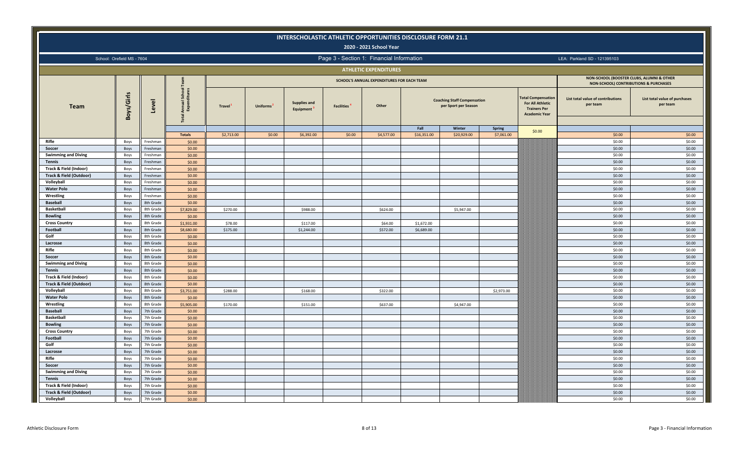# INTERSCHOLASTIC ATHLETIC OPPORTUNITIES DISCLOSURE FORM 21.1

## 2020 - 2021 School Year

School: Orefield MS - 7604

Page 3 - Section 1: Financial Information

LEA: Parkland SD - 121395103

### ATHLETIC EXPENDITURES

| Team | Boys/Girls | Level | Total Annual School Team Expenditures | SCHOOL'S ANNUAL EXPENDITURES FOR EACH TEAM | | | | | | | | | NON-SCHOOL (BOOSTER CLUBS, ALUMNI & OTHER NON-SCHOOL) CONTRIBUTIONS & PURCHASES | |
|---|---|---|---|---|---|---|---|---|---|---|---|---|---|---|
| | | | | Travel[1] | Uniforms[2] | Supplies and Equipment[3] | Facilities[4] | Other | Coaching Staff Compensation per Sport per Season | | | Total Compensation For All Athletic Trainers Per Academic Year | List total value of contributions per team | List total value of purchases per team |
| | | | | | | | | | Fall | Winter | Spring | | | |
| | | | Totals | $2,713.00 | $0.00 | $6,392.00 | $0.00 | $4,577.00 | $16,351.00 | $20,929.00 | $7,061.00 | $0.00 | $0.00 | $0.00 |
| Rifle | Boys | Freshman | $0.00 | | | | | | | | | | $0.00 | $0.00 |
| Soccer | Boys | Freshman | $0.00 | | | | | | | | | | $0.00 | $0.00 |
| Swimming and Diving | Boys | Freshman | $0.00 | | | | | | | | | | $0.00 | $0.00 |
| Tennis | Boys | Freshman | $0.00 | | | | | | | | | | $0.00 | $0.00 |
| Track & Field (Indoor) | Boys | Freshman | $0.00 | | | | | | | | | | $0.00 | $0.00 |
| Track & Field (Outdoor) | Boys | Freshman | $0.00 | | | | | | | | | | $0.00 | $0.00 |
| Volleyball | Boys | Freshman | $0.00 | | | | | | | | | | $0.00 | $0.00 |
| Water Polo | Boys | Freshman | $0.00 | | | | | | | | | | $0.00 | $0.00 |
| Wrestling | Boys | Freshman | $0.00 | | | | | | | | | | $0.00 | $0.00 |
| Baseball | Boys | 8th Grade | $0.00 | | | | | | | | | | $0.00 | $0.00 |
| Basketball | Boys | 8th Grade | $7,829.00 | $270.00 | | $988.00 | | $624.00 | | $5,947.00 | | | $0.00 | $0.00 |
| Bowling | Boys | 8th Grade | $0.00 | | | | | | | | | | $0.00 | $0.00 |
| Cross Country | Boys | 8th Grade | $1,931.00 | $78.00 | | $117.00 | | $64.00 | $1,672.00 | | | | $0.00 | $0.00 |
| Football | Boys | 8th Grade | $8,680.00 | $175.00 | | $1,244.00 | | $572.00 | $6,689.00 | | | | $0.00 | $0.00 |
| Golf | Boys | 8th Grade | $0.00 | | | | | | | | | | $0.00 | $0.00 |
| Lacrosse | Boys | 8th Grade | $0.00 | | | | | | | | | | $0.00 | $0.00 |
| Rifle | Boys | 8th Grade | $0.00 | | | | | | | | | | $0.00 | $0.00 |
| Soccer | Boys | 8th Grade | $0.00 | | | | | | | | | | $0.00 | $0.00 |
| Swimming and Diving | Boys | 8th Grade | $0.00 | | | | | | | | | | $0.00 | $0.00 |
| Tennis | Boys | 8th Grade | $0.00 | | | | | | | | | | $0.00 | $0.00 |
| Track & Field (Indoor) | Boys | 8th Grade | $0.00 | | | | | | | | | | $0.00 | $0.00 |
| Track & Field (Outdoor) | Boys | 8th Grade | $0.00 | | | | | | | | | | $0.00 | $0.00 |
| Volleyball | Boys | 8th Grade | $3,751.00 | $288.00 | | $168.00 | | $322.00 | | | $2,973.00 | | $0.00 | $0.00 |
| Water Polo | Boys | 8th Grade | $0.00 | | | | | | | | | | $0.00 | $0.00 |
| Wrestling | Boys | 8th Grade | $5,905.00 | $170.00 | | $151.00 | | $637.00 | | $4,947.00 | | | $0.00 | $0.00 |
| Baseball | Boys | 7th Grade | $0.00 | | | | | | | | | | $0.00 | $0.00 |
| Basketball | Boys | 7th Grade | $0.00 | | | | | | | | | | $0.00 | $0.00 |
| Bowling | Boys | 7th Grade | $0.00 | | | | | | | | | | $0.00 | $0.00 |
| Cross Country | Boys | 7th Grade | $0.00 | | | | | | | | | | $0.00 | $0.00 |
| Football | Boys | 7th Grade | $0.00 | | | | | | | | | | $0.00 | $0.00 |
| Golf | Boys | 7th Grade | $0.00 | | | | | | | | | | $0.00 | $0.00 |
| Lacrosse | Boys | 7th Grade | $0.00 | | | | | | | | | | $0.00 | $0.00 |
| Rifle | Boys | 7th Grade | $0.00 | | | | | | | | | | $0.00 | $0.00 |
| Soccer | Boys | 7th Grade | $0.00 | | | | | | | | | | $0.00 | $0.00 |
| Swimming and Diving | Boys | 7th Grade | $0.00 | | | | | | | | | | $0.00 | $0.00 |
| Tennis | Boys | 7th Grade | $0.00 | | | | | | | | | | $0.00 | $0.00 |
| Track & Field (Indoor) | Boys | 7th Grade | $0.00 | | | | | | | | | | $0.00 | $0.00 |
| Track & Field (Outdoor) | Boys | 7th Grade | $0.00 | | | | | | | | | | $0.00 | $0.00 |
| Volleyball | Boys | 7th Grade | $0.00 | | | | | | | | | | $0.00 | $0.00 |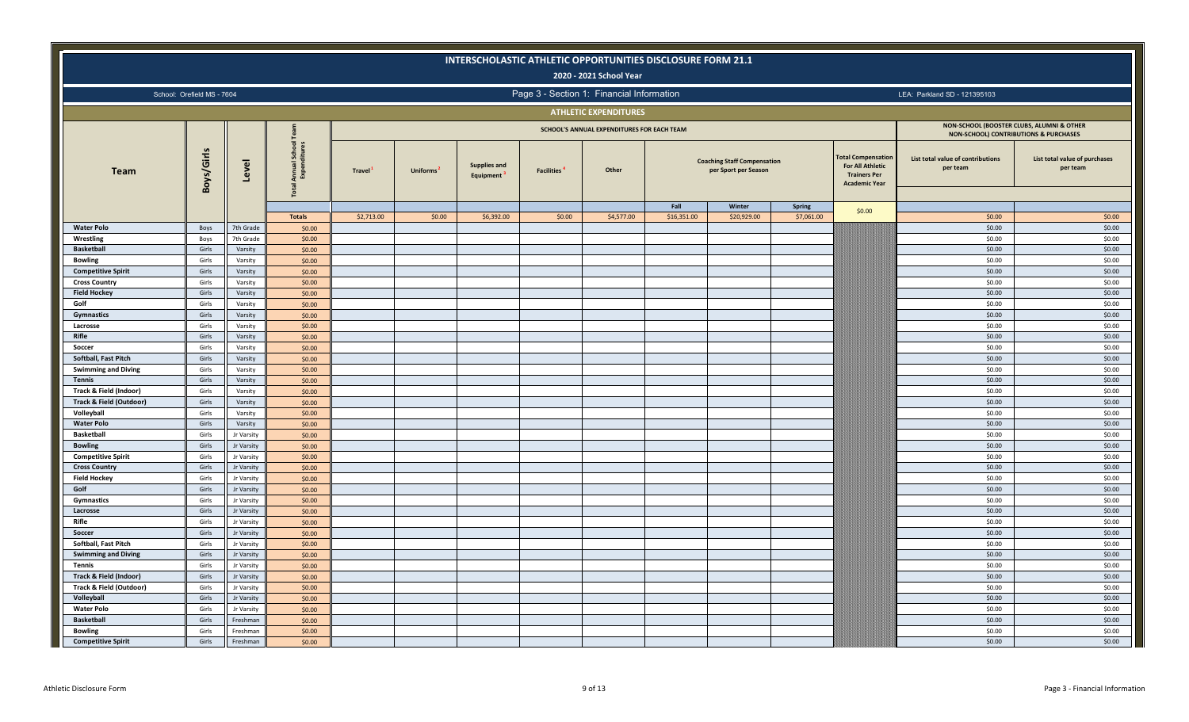# INTERSCHOLASTIC ATHLETIC OPPORTUNITIES DISCLOSURE FORM 21.1

## 2020 - 2021 School Year

School: Orefield MS - 7604

Page 3 - Section 1: Financial Information

LEA: Parkland SD - 121395103

### ATHLETIC EXPENDITURES

| Team | Boys/Girls | Level | Total Annual School Team Expenditures | SCHOOL'S ANNUAL EXPENDITURES FOR EACH TEAM | | | | | | | | Total Compensation For All Athletic Trainers Per Academic Year | NON-SCHOOL (BOOSTER CLUBS, ALUMNI & OTHER NON-SCHOOL) CONTRIBUTIONS & PURCHASES | |
|---|---|---|---|---|---|---|---|---|---|---|---|---|---|---|
| | | | | Travel[1] | Uniforms[2] | Supplies and Equipment[3] | Facilities[4] | Other | Coaching Staff Compensation per Sport per Season | | | | List total value of contributions per team | List total value of purchases per team |
| | | | | | | | | | Fall | Winter | Spring | | | |
| | | | Totals | $2,713.00 | $0.00 | $6,392.00 | $0.00 | $4,577.00 | $16,351.00 | $20,929.00 | $7,061.00 | $0.00 | $0.00 | $0.00 |
| Water Polo | Boys | 7th Grade | $0.00 | | | | | | | | | | $0.00 | $0.00 |
| Wrestling | Boys | 7th Grade | $0.00 | | | | | | | | | | $0.00 | $0.00 |
| Basketball | Girls | Varsity | $0.00 | | | | | | | | | | $0.00 | $0.00 |
| Bowling | Girls | Varsity | $0.00 | | | | | | | | | | $0.00 | $0.00 |
| Competitive Spirit | Girls | Varsity | $0.00 | | | | | | | | | | $0.00 | $0.00 |
| Cross Country | Girls | Varsity | $0.00 | | | | | | | | | | $0.00 | $0.00 |
| Field Hockey | Girls | Varsity | $0.00 | | | | | | | | | | $0.00 | $0.00 |
| Golf | Girls | Varsity | $0.00 | | | | | | | | | | $0.00 | $0.00 |
| Gymnastics | Girls | Varsity | $0.00 | | | | | | | | | | $0.00 | $0.00 |
| Lacrosse | Girls | Varsity | $0.00 | | | | | | | | | | $0.00 | $0.00 |
| Rifle | Girls | Varsity | $0.00 | | | | | | | | | | $0.00 | $0.00 |
| Soccer | Girls | Varsity | $0.00 | | | | | | | | | | $0.00 | $0.00 |
| Softball, Fast Pitch | Girls | Varsity | $0.00 | | | | | | | | | | $0.00 | $0.00 |
| Swimming and Diving | Girls | Varsity | $0.00 | | | | | | | | | | $0.00 | $0.00 |
| Tennis | Girls | Varsity | $0.00 | | | | | | | | | | $0.00 | $0.00 |
| Track & Field (Indoor) | Girls | Varsity | $0.00 | | | | | | | | | | $0.00 | $0.00 |
| Track & Field (Outdoor) | Girls | Varsity | $0.00 | | | | | | | | | | $0.00 | $0.00 |
| Volleyball | Girls | Varsity | $0.00 | | | | | | | | | | $0.00 | $0.00 |
| Water Polo | Girls | Varsity | $0.00 | | | | | | | | | | $0.00 | $0.00 |
| Basketball | Girls | Jr Varsity | $0.00 | | | | | | | | | | $0.00 | $0.00 |
| Bowling | Girls | Jr Varsity | $0.00 | | | | | | | | | | $0.00 | $0.00 |
| Competitive Spirit | Girls | Jr Varsity | $0.00 | | | | | | | | | | $0.00 | $0.00 |
| Cross Country | Girls | Jr Varsity | $0.00 | | | | | | | | | | $0.00 | $0.00 |
| Field Hockey | Girls | Jr Varsity | $0.00 | | | | | | | | | | $0.00 | $0.00 |
| Golf | Girls | Jr Varsity | $0.00 | | | | | | | | | | $0.00 | $0.00 |
| Gymnastics | Girls | Jr Varsity | $0.00 | | | | | | | | | | $0.00 | $0.00 |
| Lacrosse | Girls | Jr Varsity | $0.00 | | | | | | | | | | $0.00 | $0.00 |
| Rifle | Girls | Jr Varsity | $0.00 | | | | | | | | | | $0.00 | $0.00 |
| Soccer | Girls | Jr Varsity | $0.00 | | | | | | | | | | $0.00 | $0.00 |
| Softball, Fast Pitch | Girls | Jr Varsity | $0.00 | | | | | | | | | | $0.00 | $0.00 |
| Swimming and Diving | Girls | Jr Varsity | $0.00 | | | | | | | | | | $0.00 | $0.00 |
| Tennis | Girls | Jr Varsity | $0.00 | | | | | | | | | | $0.00 | $0.00 |
| Track & Field (Indoor) | Girls | Jr Varsity | $0.00 | | | | | | | | | | $0.00 | $0.00 |
| Track & Field (Outdoor) | Girls | Jr Varsity | $0.00 | | | | | | | | | | $0.00 | $0.00 |
| Volleyball | Girls | Jr Varsity | $0.00 | | | | | | | | | | $0.00 | $0.00 |
| Water Polo | Girls | Jr Varsity | $0.00 | | | | | | | | | | $0.00 | $0.00 |
| Basketball | Girls | Freshman | $0.00 | | | | | | | | | | $0.00 | $0.00 |
| Bowling | Girls | Freshman | $0.00 | | | | | | | | | | $0.00 | $0.00 |
| Competitive Spirit | Girls | Freshman | $0.00 | | | | | | | | | | $0.00 | $0.00 |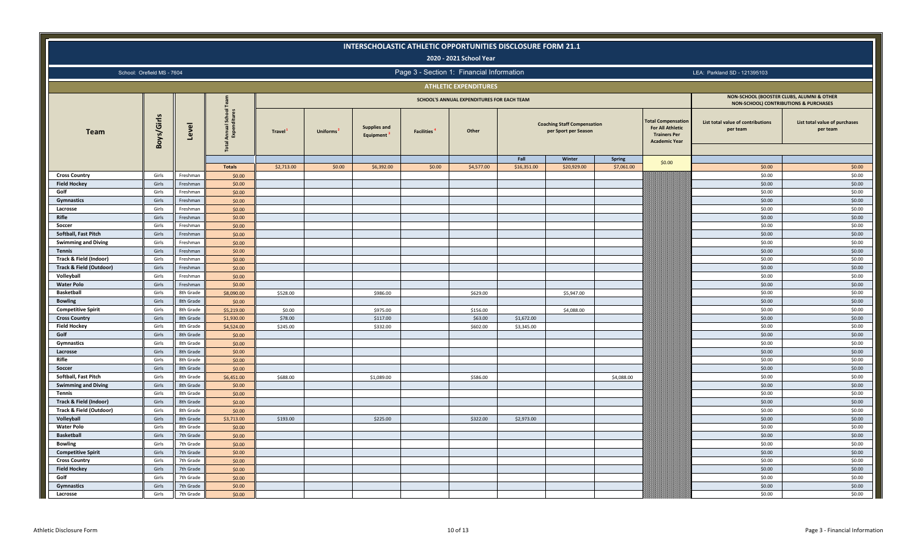# INTERSCHOLASTIC ATHLETIC OPPORTUNITIES DISCLOSURE FORM 21.1

## 2020 - 2021 School Year

School: Orefield MS - 7604

Page 3 - Section 1: Financial Information

LEA: Parkland SD - 121395103

### ATHLETIC EXPENDITURES

| Team | Boys/Girls | Level | Total Annual School Team Expenditures | SCHOOL'S ANNUAL EXPENDITURES FOR EACH TEAM | | | | | | | | | NON-SCHOOL (BOOSTER CLUBS, ALUMNI & OTHER NON-SCHOOL) CONTRIBUTIONS & PURCHASES | |
|---|---|---|---|---|---|---|---|---|---|---|---|---|---|---|
| | | | | Travel[1] | Uniforms[2] | Supplies and Equipment[3] | Facilities[4] | Other | Coaching Staff Compensation per Sport per Season | | | Total Compensation For All Athletic Trainers Per Academic Year | List total value of contributions per team | List total value of purchases per team |
| | | | | | | | | | Fall | Winter | Spring | | | |
| | | | Totals | $2,713.00 | $0.00 | $6,392.00 | $0.00 | $4,577.00 | $16,351.00 | $20,929.00 | $7,061.00 | $0.00 | $0.00 | $0.00 |
| Cross Country | Girls | Freshman | $0.00 | | | | | | | | | | $0.00 | $0.00 |
| Field Hockey | Girls | Freshman | $0.00 | | | | | | | | | | $0.00 | $0.00 |
| Golf | Girls | Freshman | $0.00 | | | | | | | | | | $0.00 | $0.00 |
| Gymnastics | Girls | Freshman | $0.00 | | | | | | | | | | $0.00 | $0.00 |
| Lacrosse | Girls | Freshman | $0.00 | | | | | | | | | | $0.00 | $0.00 |
| Rifle | Girls | Freshman | $0.00 | | | | | | | | | | $0.00 | $0.00 |
| Soccer | Girls | Freshman | $0.00 | | | | | | | | | | $0.00 | $0.00 |
| Softball, Fast Pitch | Girls | Freshman | $0.00 | | | | | | | | | | $0.00 | $0.00 |
| Swimming and Diving | Girls | Freshman | $0.00 | | | | | | | | | | $0.00 | $0.00 |
| Tennis | Girls | Freshman | $0.00 | | | | | | | | | | $0.00 | $0.00 |
| Track & Field (Indoor) | Girls | Freshman | $0.00 | | | | | | | | | | $0.00 | $0.00 |
| Track & Field (Outdoor) | Girls | Freshman | $0.00 | | | | | | | | | | $0.00 | $0.00 |
| Volleyball | Girls | Freshman | $0.00 | | | | | | | | | | $0.00 | $0.00 |
| Water Polo | Girls | Freshman | $0.00 | | | | | | | | | | $0.00 | $0.00 |
| Basketball | Girls | 8th Grade | $8,090.00 | $528.00 | | $986.00 | | $629.00 | | $5,947.00 | | | $0.00 | $0.00 |
| Bowling | Girls | 8th Grade | $0.00 | | | | | | | | | | $0.00 | $0.00 |
| Competitive Spirit | Girls | 8th Grade | $5,219.00 | $0.00 | | $975.00 | | $156.00 | | $4,088.00 | | | $0.00 | $0.00 |
| Cross Country | Girls | 8th Grade | $1,930.00 | $78.00 | | $117.00 | | $63.00 | $1,672.00 | | | | $0.00 | $0.00 |
| Field Hockey | Girls | 8th Grade | $4,524.00 | $245.00 | | $332.00 | | $602.00 | $3,345.00 | | | | $0.00 | $0.00 |
| Golf | Girls | 8th Grade | $0.00 | | | | | | | | | | $0.00 | $0.00 |
| Gymnastics | Girls | 8th Grade | $0.00 | | | | | | | | | | $0.00 | $0.00 |
| Lacrosse | Girls | 8th Grade | $0.00 | | | | | | | | | | $0.00 | $0.00 |
| Rifle | Girls | 8th Grade | $0.00 | | | | | | | | | | $0.00 | $0.00 |
| Soccer | Girls | 8th Grade | $0.00 | | | | | | | | | | $0.00 | $0.00 |
| Softball, Fast Pitch | Girls | 8th Grade | $6,451.00 | $688.00 | | $1,089.00 | | $586.00 | | | $4,088.00 | | $0.00 | $0.00 |
| Swimming and Diving | Girls | 8th Grade | $0.00 | | | | | | | | | | $0.00 | $0.00 |
| Tennis | Girls | 8th Grade | $0.00 | | | | | | | | | | $0.00 | $0.00 |
| Track & Field (Indoor) | Girls | 8th Grade | $0.00 | | | | | | | | | | $0.00 | $0.00 |
| Track & Field (Outdoor) | Girls | 8th Grade | $0.00 | | | | | | | | | | $0.00 | $0.00 |
| Volleyball | Girls | 8th Grade | $3,713.00 | $193.00 | | $225.00 | | $322.00 | $2,973.00 | | | | $0.00 | $0.00 |
| Water Polo | Girls | 8th Grade | $0.00 | | | | | | | | | | $0.00 | $0.00 |
| Basketball | Girls | 7th Grade | $0.00 | | | | | | | | | | $0.00 | $0.00 |
| Bowling | Girls | 7th Grade | $0.00 | | | | | | | | | | $0.00 | $0.00 |
| Competitive Spirit | Girls | 7th Grade | $0.00 | | | | | | | | | | $0.00 | $0.00 |
| Cross Country | Girls | 7th Grade | $0.00 | | | | | | | | | | $0.00 | $0.00 |
| Field Hockey | Girls | 7th Grade | $0.00 | | | | | | | | | | $0.00 | $0.00 |
| Golf | Girls | 7th Grade | $0.00 | | | | | | | | | | $0.00 | $0.00 |
| Gymnastics | Girls | 7th Grade | $0.00 | | | | | | | | | | $0.00 | $0.00 |
| Lacrosse | Girls | 7th Grade | $0.00 | | | | | | | | | | $0.00 | $0.00 |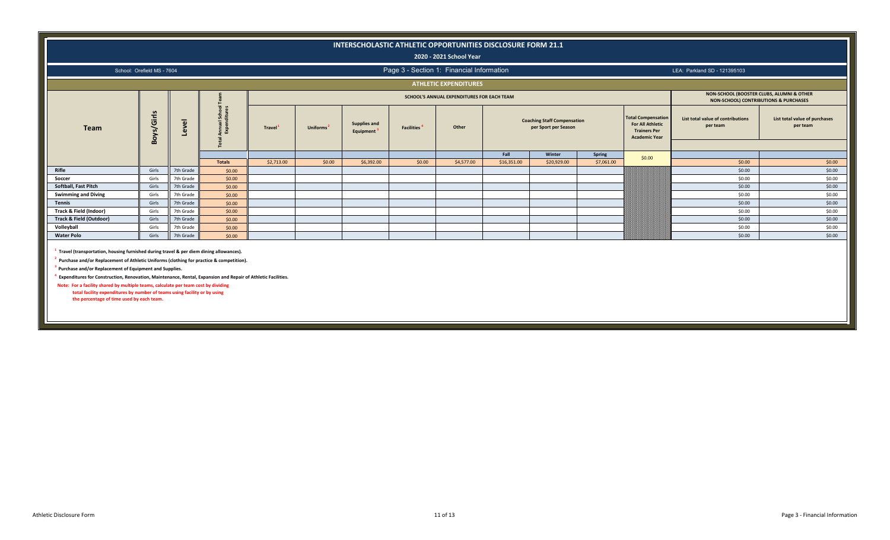# INTERSCHOLASTIC ATHLETIC OPPORTUNITIES DISCLOSURE FORM 21.1

## 2020 - 2021 School Year

School: Orefield MS - 7604

Page 3 - Section 1: Financial Information

LEA: Parkland SD - 121395103

### ATHLETIC EXPENDITURES

| Team | Boys/Girls | Level | Total Annual School Team Expenditures | SCHOOL'S ANNUAL EXPENDITURES FOR EACH TEAM | | | | | | | | | NON-SCHOOL (BOOSTER CLUBS, ALUMNI & OTHER NON-SCHOOL) CONTRIBUTIONS & PURCHASES | |
|---|---|---|---|---|---|---|---|---|---|---|---|---|---|---|
| | | | | Travel [1] | Uniforms [2] | Supplies and Equipment [3] | Facilities [4] | Other | Coaching Staff Compensation per Sport per Season | | | Total Compensation For All Athletic Trainers Per Academic Year | List total value of contributions per team | List total value of purchases per team |
| | | | | | | | | | Fall | Winter | Spring | | | |
| | | | Totals | $2,713.00 | $0.00 | $6,392.00 | $0.00 | $4,577.00 | $16,351.00 | $20,929.00 | $7,061.00 | $0.00 | $0.00 | $0.00 |
| Rifle | Girls | 7th Grade | $0.00 | | | | | | | | | | $0.00 | $0.00 |
| Soccer | Girls | 7th Grade | $0.00 | | | | | | | | | | $0.00 | $0.00 |
| Softball, Fast Pitch | Girls | 7th Grade | $0.00 | | | | | | | | | | $0.00 | $0.00 |
| Swimming and Diving | Girls | 7th Grade | $0.00 | | | | | | | | | | $0.00 | $0.00 |
| Tennis | Girls | 7th Grade | $0.00 | | | | | | | | | | $0.00 | $0.00 |
| Track & Field (Indoor) | Girls | 7th Grade | $0.00 | | | | | | | | | | $0.00 | $0.00 |
| Track & Field (Outdoor) | Girls | 7th Grade | $0.00 | | | | | | | | | | $0.00 | $0.00 |
| Volleyball | Girls | 7th Grade | $0.00 | | | | | | | | | | $0.00 | $0.00 |
| Water Polo | Girls | 7th Grade | $0.00 | | | | | | | | | | $0.00 | $0.00 |

[1] Travel (transportation, housing furnished during travel & per diem dining allowances).

[2] Purchase and/or Replacement of Athletic Uniforms (clothing for practice & competition).

[3] Purchase and/or Replacement of Equipment and Supplies.

[4] Expenditures for Construction, Renovation, Maintenance, Rental, Expansion and Repair of Athletic Facilities.

**Note: For a facility shared by multiple teams, calculate per team cost by dividing total facility expenditures by number of teams using facility or by using the percentage of time used by each team.**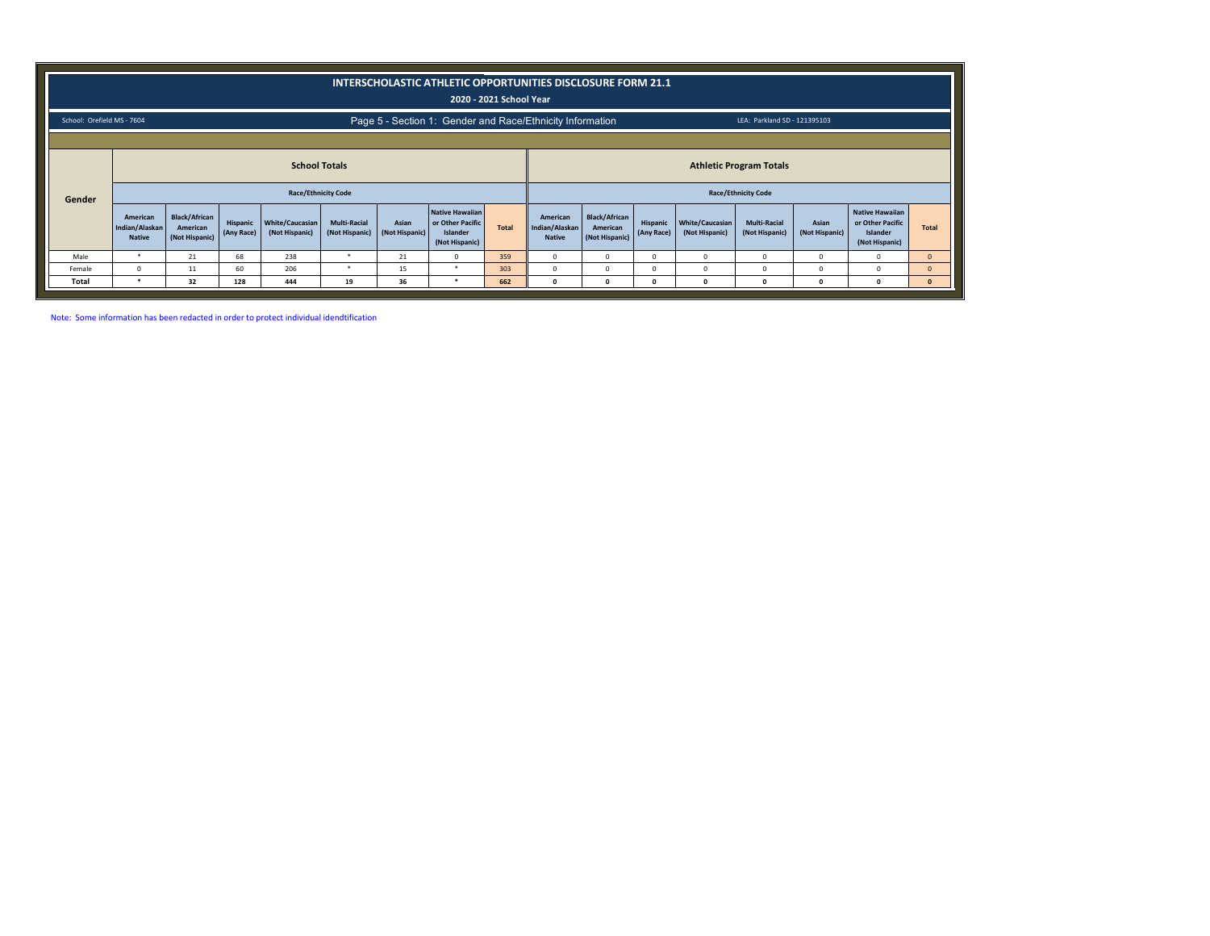# INTERSCHOLASTIC ATHLETIC OPPORTUNITIES DISCLOSURE FORM 21.1

## 2020 - 2021 School Year

School: Orefield MS - 7604

Page 5 - Section 1: Gender and Race/Ethnicity Information

LEA: Parkland SD - 121395103

| Gender | School Totals | | | | | | | | Athletic Program Totals | | | | | | | |
|---|---|---|---|---|---|---|---|---|---|---|---|---|---|---|---|---|
| | Race/Ethnicity Code | | | | | | | | Race/Ethnicity Code | | | | | | | |
| | American Indian/Alaskan Native | Black/African American (Not Hispanic) | Hispanic (Any Race) | White/Caucasian (Not Hispanic) | Multi-Racial (Not Hispanic) | Asian (Not Hispanic) | Native Hawaiian or Other Pacific Islander (Not Hispanic) | Total | American Indian/Alaskan Native | Black/African American (Not Hispanic) | Hispanic (Any Race) | White/Caucasian (Not Hispanic) | Multi-Racial (Not Hispanic) | Asian (Not Hispanic) | Native Hawaiian or Other Pacific Islander (Not Hispanic) | Total |
| Male | * | 21 | 68 | 238 | * | 21 | 0 | 359 | 0 | 0 | 0 | 0 | 0 | 0 | 0 | 0 |
| Female | 0 | 11 | 60 | 206 | * | 15 | * | 303 | 0 | 0 | 0 | 0 | 0 | 0 | 0 | 0 |
| **Total** | * | **32** | **128** | **444** | **19** | **36** | * | **662** | **0** | **0** | **0** | **0** | **0** | **0** | **0** | **0** |

Note: Some information has been redacted in order to protect individual idendtification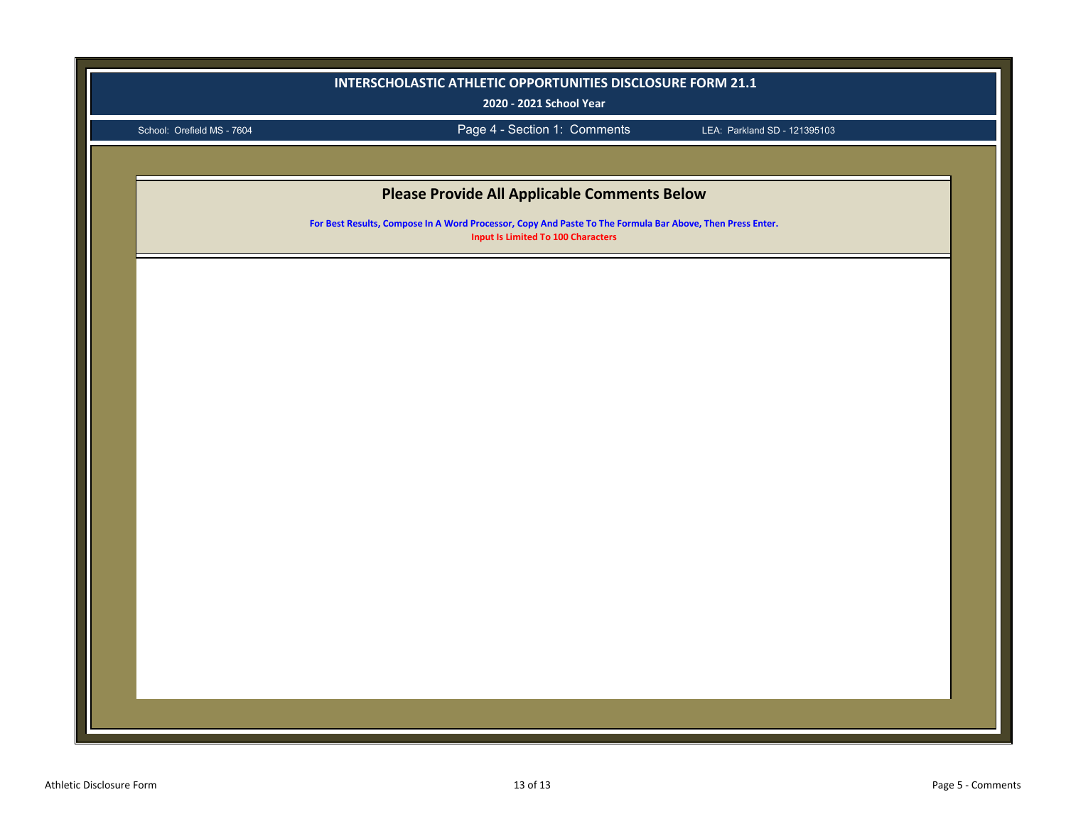# INTERSCHOLASTIC ATHLETIC OPPORTUNITIES DISCLOSURE FORM 21.1

**2020 - 2021 School Year**

School: Orefield MS - 7604 | Page 4 - Section 1: Comments | LEA: Parkland SD - 121395103

## Please Provide All Applicable Comments Below

**For Best Results, Compose In A Word Processor, Copy And Paste To The Formula Bar Above, Then Press Enter.**

**Input Is Limited To 100 Characters**